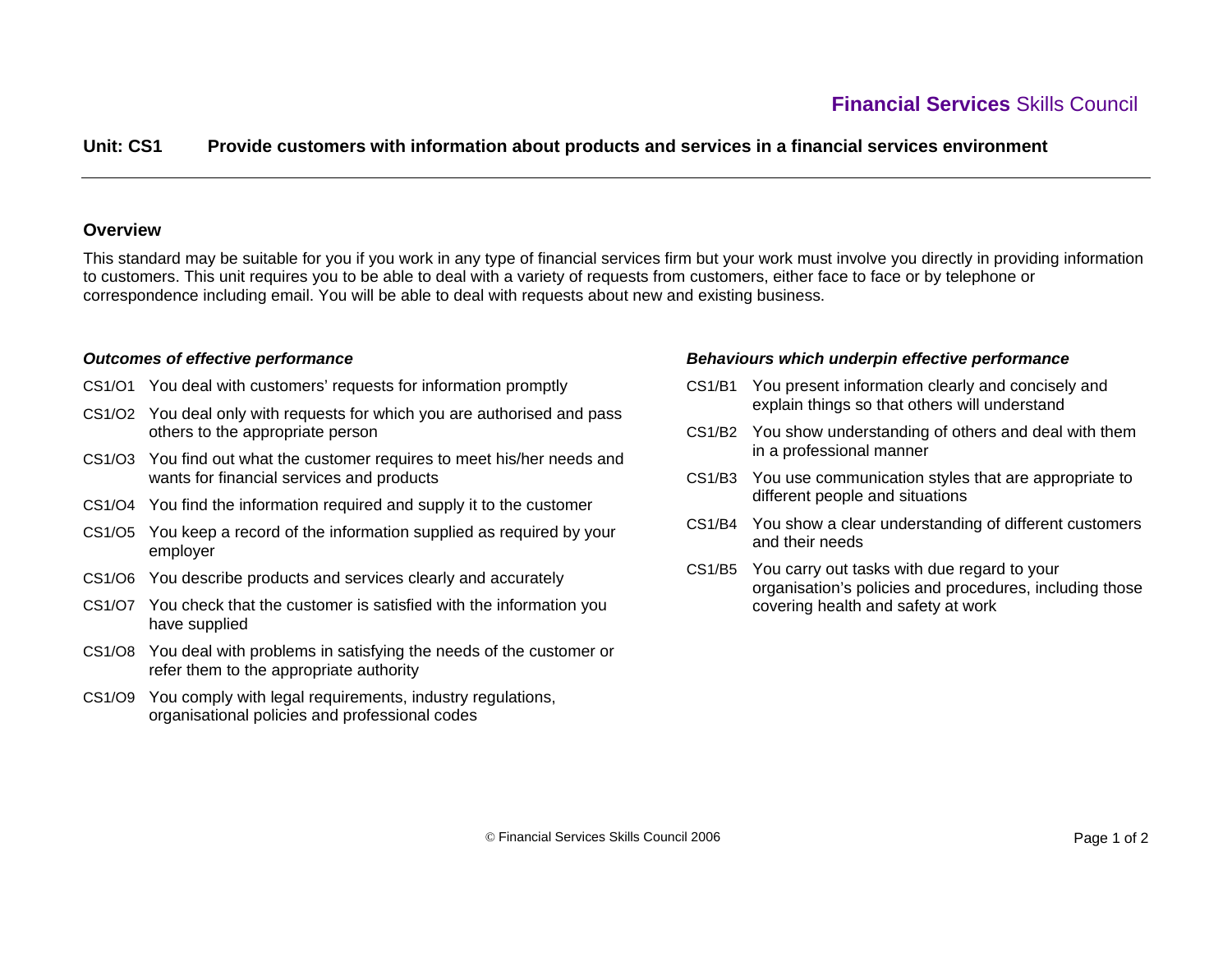**Financial Services** Skills Council

# Unit: CS1 Provide customers with information about products and services in a financial services environment

## Overview

This standard may be suitable for you if you work in any type of financial services firm but your work must involve you directly in providing information to customers. This unit requires you to be able to deal with a variety of requests from customers, either face to face or by telephone or correspondence including email. You will be able to deal with requests about new and existing business.

### *Outcomes of effective performance*

- CS1/O1 You deal with customers' requests for information promptly
- CS1/O2 You deal only with requests for which you are authorised and pass others to the appropriate person
- CS1/O3 You find out what the customer requires to meet his/her needs and wants for financial services and products
- CS1/O4 You find the information required and supply it to the customer
- CS1/O5 You keep a record of the information supplied as required by your employer
- CS1/O6 You describe products and services clearly and accurately
- CS1/O7 You check that the customer is satisfied with the information you have supplied
- CS1/O8 You deal with problems in satisfying the needs of the customer or refer them to the appropriate authority
- CS1/O9 You comply with legal requirements, industry regulations, organisational policies and professional codes

### *Behaviours which underpin effective performance*

- CS1/B1 You present information clearly and concisely and explain things so that others will understand
- CS1/B2 You show understanding of others and deal with them in a professional manner
- CS1/B3 You use communication styles that are appropriate to different people and situations
- CS1/B4 You show a clear understanding of different customers and their needs
- CS1/B5 You carry out tasks with due regard to your organisation's policies and procedures, including those covering health and safety at work

© Financial Services Skills Council 2006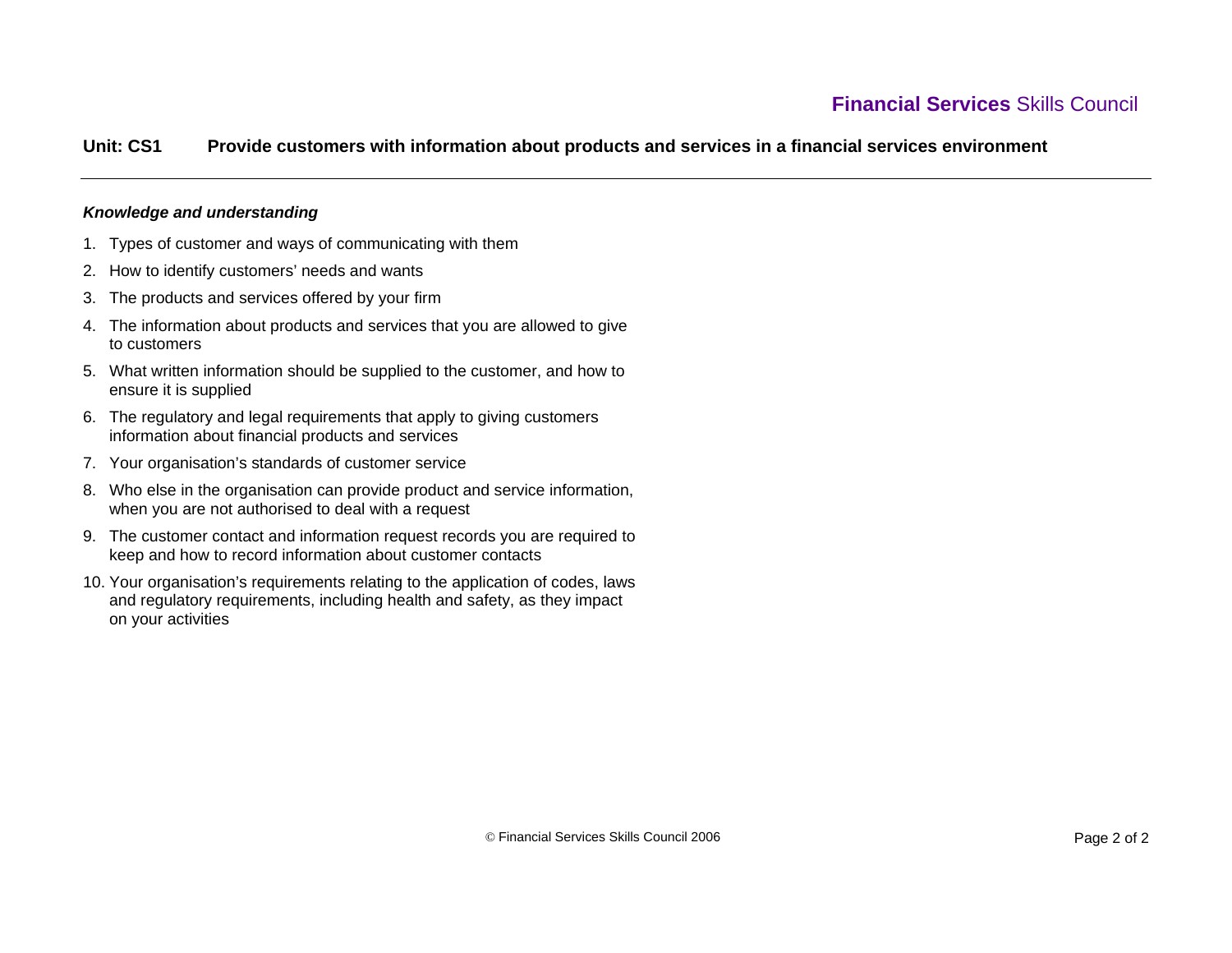**Unit: CS1 Provide customers with information about products and services in a financial services environment**

***Knowledge and understanding***

1. Types of customer and ways of communicating with them
2. How to identify customers' needs and wants
3. The products and services offered by your firm
4. The information about products and services that you are allowed to give to customers
5. What written information should be supplied to the customer, and how to ensure it is supplied
6. The regulatory and legal requirements that apply to giving customers information about financial products and services
7. Your organisation's standards of customer service
8. Who else in the organisation can provide product and service information, when you are not authorised to deal with a request
9. The customer contact and information request records you are required to keep and how to record information about customer contacts
10. Your organisation's requirements relating to the application of codes, laws and regulatory requirements, including health and safety, as they impact on your activities